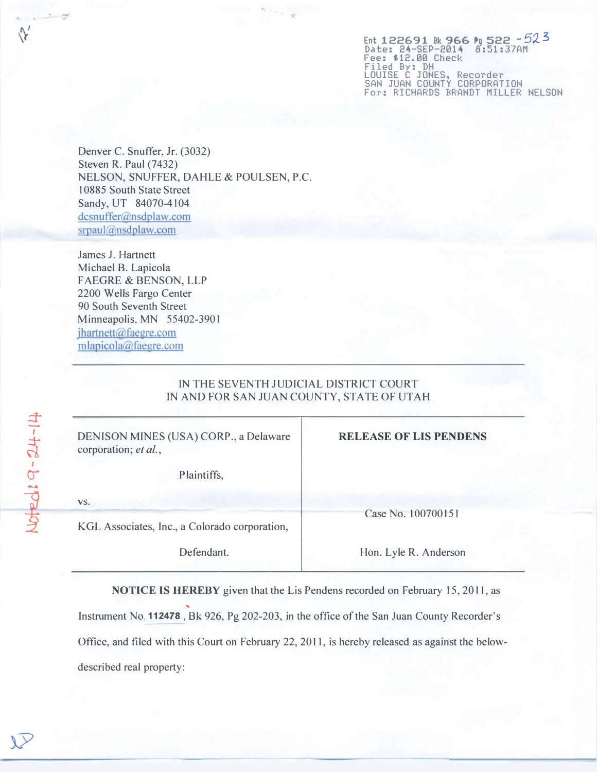Ent 122691 Bk 966 Pg 522 -523
Date: 24-SEP-2014 8:51:37AM
Fee: $12.00 Check
Filed By: DH
LOUISE C JONES, Recorder
SAN JUAN COUNTY CORPORATION
For: RICHARDS BRANDT MILLER NELSON

Denver C. Snuffer, Jr. (3032)
Steven R. Paul (7432)
NELSON, SNUFFER, DAHLE & POULSEN, P.C.
10885 South State Street
Sandy, UT 84070-4104
dcsnuffer@nsdplaw.com
srpaul@nsdplaw.com

James J. Hartnett
Michael B. Lapicola
FAEGRE & BENSON, LLP
2200 Wells Fargo Center
90 South Seventh Street
Minneapolis, MN 55402-3901
jhartnett@faegre.com
mlapicola@faegre.com

IN THE SEVENTH JUDICIAL DISTRICT COURT
IN AND FOR SAN JUAN COUNTY, STATE OF UTAH

| | |
|---|---|
| DENISON MINES (USA) CORP., a Delaware corporation; *et al.*,<br><br>Plaintiffs,<br><br>vs.<br><br>KGL Associates, Inc., a Colorado corporation,<br><br>Defendant. | **RELEASE OF LIS PENDENS**<br><br>Case No. 100700151<br><br>Hon. Lyle R. Anderson |

**NOTICE IS HEREBY** given that the Lis Pendens recorded on February 15, 2011, as Instrument No. 112478, Bk 926, Pg 202-203, in the office of the San Juan County Recorder's Office, and filed with this Court on February 22, 2011, is hereby released as against the below-described real property: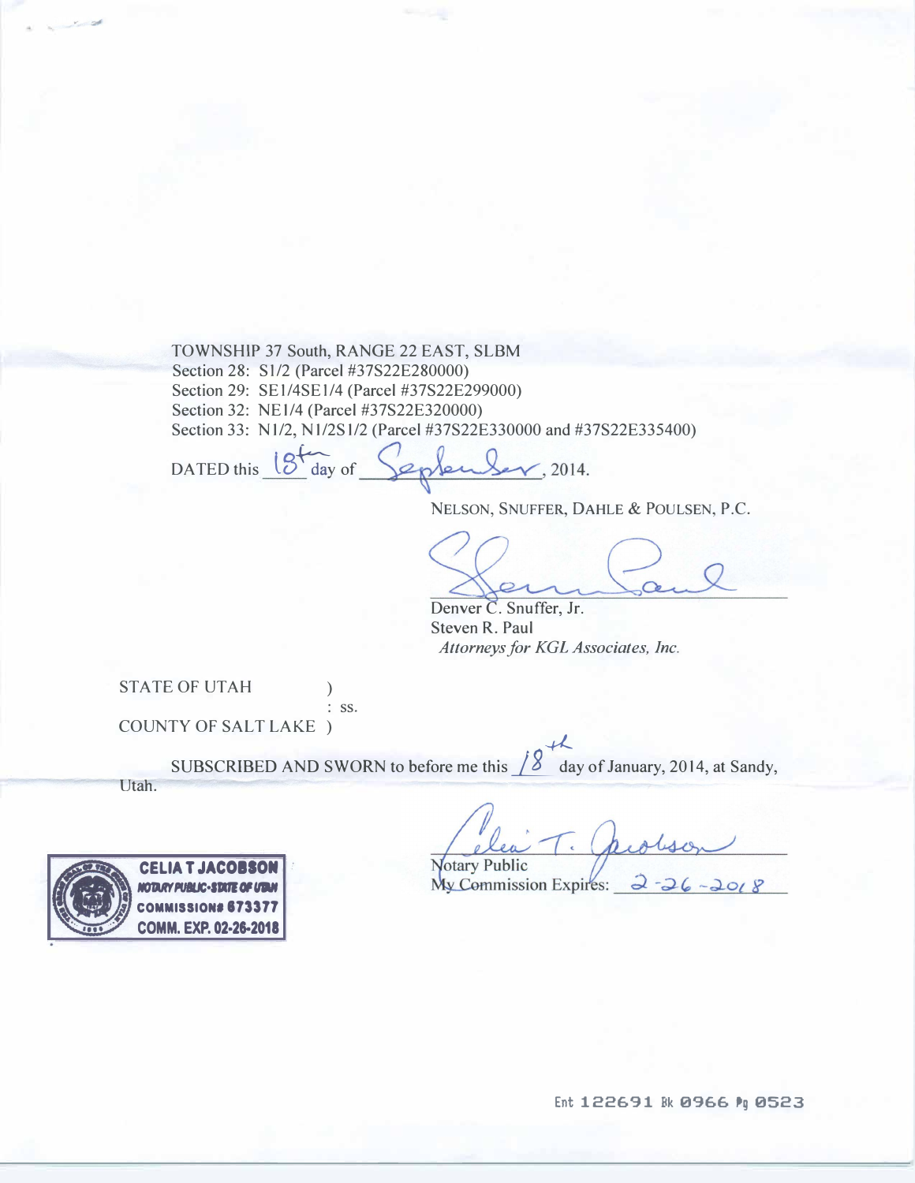TOWNSHIP 37 South, RANGE 22 EAST, SLBM
Section 28: S1/2 (Parcel #37S22E280000)
Section 29: SE1/4SE1/4 (Parcel #37S22E299000)
Section 32: NE1/4 (Parcel #37S22E320000)
Section 33: N1/2, N1/2S1/2 (Parcel #37S22E330000 and #37S22E335400)

DATED this 18th day of September, 2014.

NELSON, SNUFFER, DAHLE & POULSEN, P.C.

Denver C. Snuffer, Jr.
Steven R. Paul
*Attorneys for KGL Associates, Inc.*

STATE OF UTAH )
: ss.
COUNTY OF SALT LAKE )

SUBSCRIBED AND SWORN to before me this 18th day of January, 2014, at Sandy, Utah.

CELIA T JACOBSON
NOTARY PUBLIC-STATE OF UTAH
COMMISSION# 673377
COMM. EXP. 02-26-2018

Notary Public
My Commission Expires: 2-26-2018

Ent 122691 Bk 0966 Pg 0523